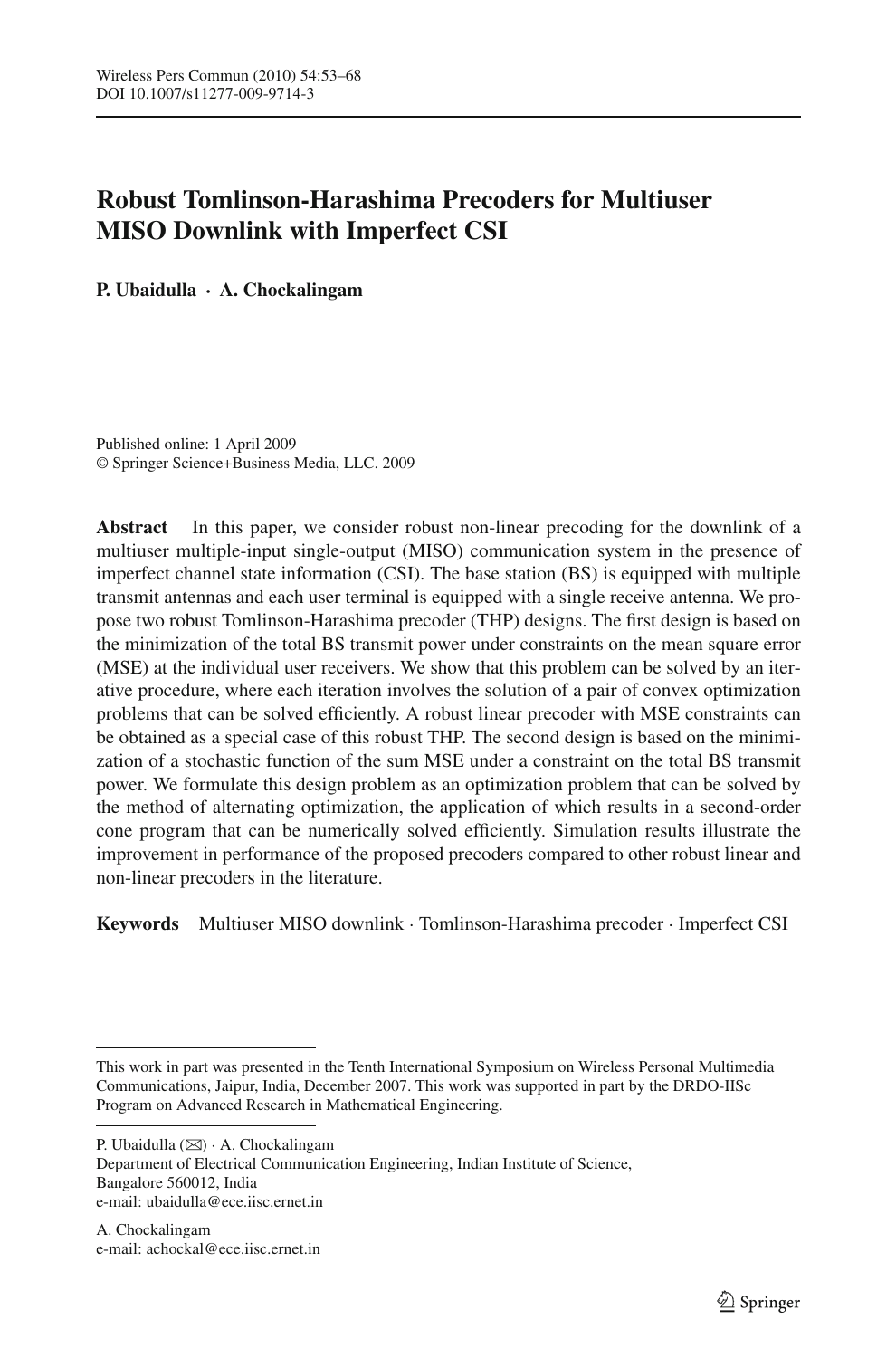# Robust Tomlinson-Harashima Precoders for Multiuser MISO Downlink with Imperfect CSI

**P. Ubaidulla · A. Chockalingam**

Published online: 1 April 2009
© Springer Science+Business Media, LLC. 2009

**Abstract** In this paper, we consider robust non-linear precoding for the downlink of a multiuser multiple-input single-output (MISO) communication system in the presence of imperfect channel state information (CSI). The base station (BS) is equipped with multiple transmit antennas and each user terminal is equipped with a single receive antenna. We propose two robust Tomlinson-Harashima precoder (THP) designs. The first design is based on the minimization of the total BS transmit power under constraints on the mean square error (MSE) at the individual user receivers. We show that this problem can be solved by an iterative procedure, where each iteration involves the solution of a pair of convex optimization problems that can be solved efficiently. A robust linear precoder with MSE constraints can be obtained as a special case of this robust THP. The second design is based on the minimization of a stochastic function of the sum MSE under a constraint on the total BS transmit power. We formulate this design problem as an optimization problem that can be solved by the method of alternating optimization, the application of which results in a second-order cone program that can be numerically solved efficiently. Simulation results illustrate the improvement in performance of the proposed precoders compared to other robust linear and non-linear precoders in the literature.

**Keywords** Multiuser MISO downlink · Tomlinson-Harashima precoder · Imperfect CSI

---

This work in part was presented in the Tenth International Symposium on Wireless Personal Multimedia Communications, Jaipur, India, December 2007. This work was supported in part by the DRDO-IISc Program on Advanced Research in Mathematical Engineering.

P. Ubaidulla (✉) · A. Chockalingam
Department of Electrical Communication Engineering, Indian Institute of Science, Bangalore 560012, India
e-mail: ubaidulla@ece.iisc.ernet.in

A. Chockalingam
e-mail: achockal@ece.iisc.ernet.in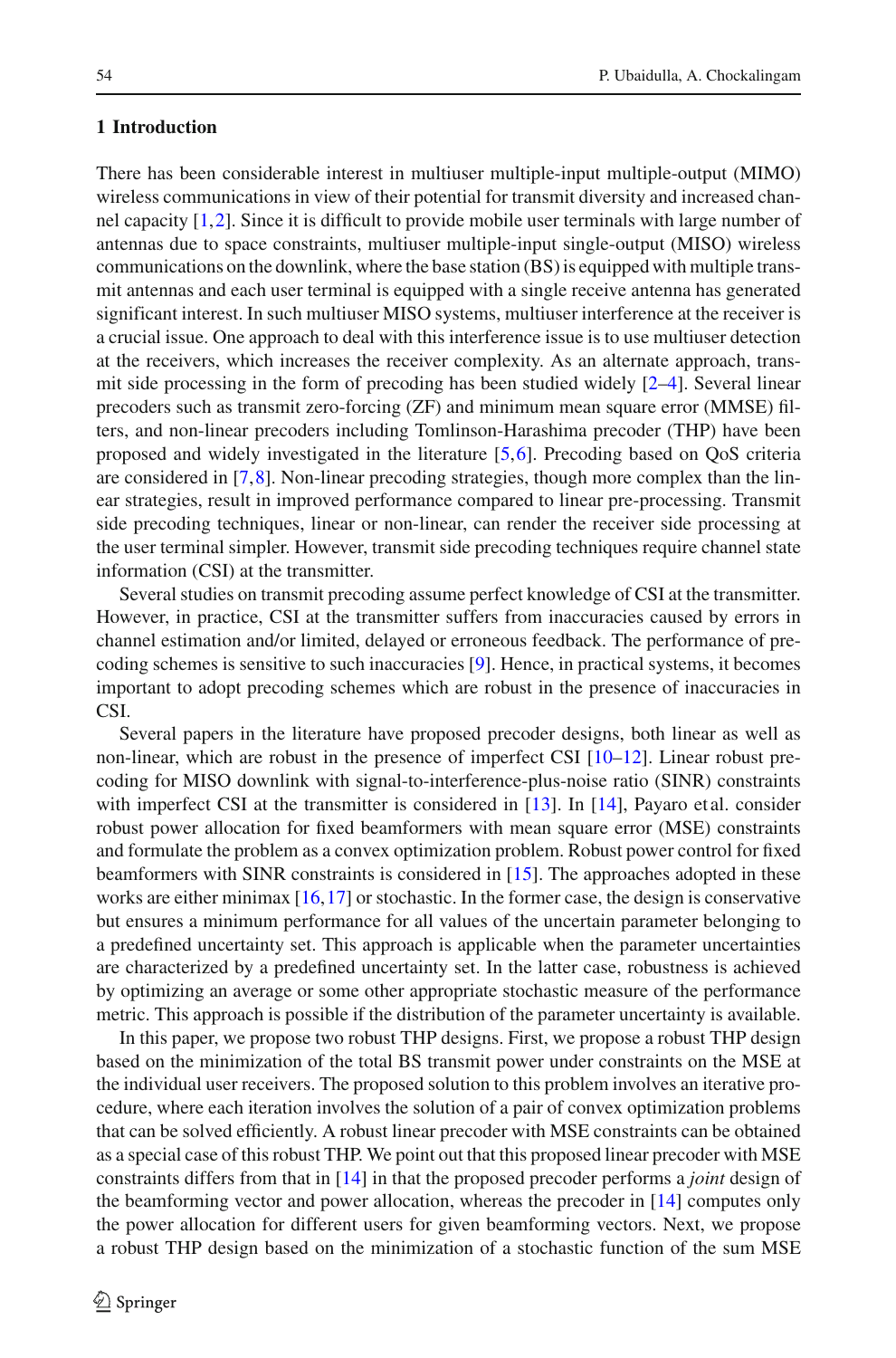## 1 Introduction

There has been considerable interest in multiuser multiple-input multiple-output (MIMO) wireless communications in view of their potential for transmit diversity and increased channel capacity [1,2]. Since it is difficult to provide mobile user terminals with large number of antennas due to space constraints, multiuser multiple-input single-output (MISO) wireless communications on the downlink, where the base station (BS) is equipped with multiple transmit antennas and each user terminal is equipped with a single receive antenna has generated significant interest. In such multiuser MISO systems, multiuser interference at the receiver is a crucial issue. One approach to deal with this interference issue is to use multiuser detection at the receivers, which increases the receiver complexity. As an alternate approach, transmit side processing in the form of precoding has been studied widely [2–4]. Several linear precoders such as transmit zero-forcing (ZF) and minimum mean square error (MMSE) filters, and non-linear precoders including Tomlinson-Harashima precoder (THP) have been proposed and widely investigated in the literature [5,6]. Precoding based on QoS criteria are considered in [7,8]. Non-linear precoding strategies, though more complex than the linear strategies, result in improved performance compared to linear pre-processing. Transmit side precoding techniques, linear or non-linear, can render the receiver side processing at the user terminal simpler. However, transmit side precoding techniques require channel state information (CSI) at the transmitter.

Several studies on transmit precoding assume perfect knowledge of CSI at the transmitter. However, in practice, CSI at the transmitter suffers from inaccuracies caused by errors in channel estimation and/or limited, delayed or erroneous feedback. The performance of precoding schemes is sensitive to such inaccuracies [9]. Hence, in practical systems, it becomes important to adopt precoding schemes which are robust in the presence of inaccuracies in CSI.

Several papers in the literature have proposed precoder designs, both linear as well as non-linear, which are robust in the presence of imperfect CSI [10–12]. Linear robust precoding for MISO downlink with signal-to-interference-plus-noise ratio (SINR) constraints with imperfect CSI at the transmitter is considered in [13]. In [14], Payaro et al. consider robust power allocation for fixed beamformers with mean square error (MSE) constraints and formulate the problem as a convex optimization problem. Robust power control for fixed beamformers with SINR constraints is considered in [15]. The approaches adopted in these works are either minimax [16,17] or stochastic. In the former case, the design is conservative but ensures a minimum performance for all values of the uncertain parameter belonging to a predefined uncertainty set. This approach is applicable when the parameter uncertainties are characterized by a predefined uncertainty set. In the latter case, robustness is achieved by optimizing an average or some other appropriate stochastic measure of the performance metric. This approach is possible if the distribution of the parameter uncertainty is available.

In this paper, we propose two robust THP designs. First, we propose a robust THP design based on the minimization of the total BS transmit power under constraints on the MSE at the individual user receivers. The proposed solution to this problem involves an iterative procedure, where each iteration involves the solution of a pair of convex optimization problems that can be solved efficiently. A robust linear precoder with MSE constraints can be obtained as a special case of this robust THP. We point out that this proposed linear precoder with MSE constraints differs from that in [14] in that the proposed precoder performs a *joint* design of the beamforming vector and power allocation, whereas the precoder in [14] computes only the power allocation for different users for given beamforming vectors. Next, we propose a robust THP design based on the minimization of a stochastic function of the sum MSE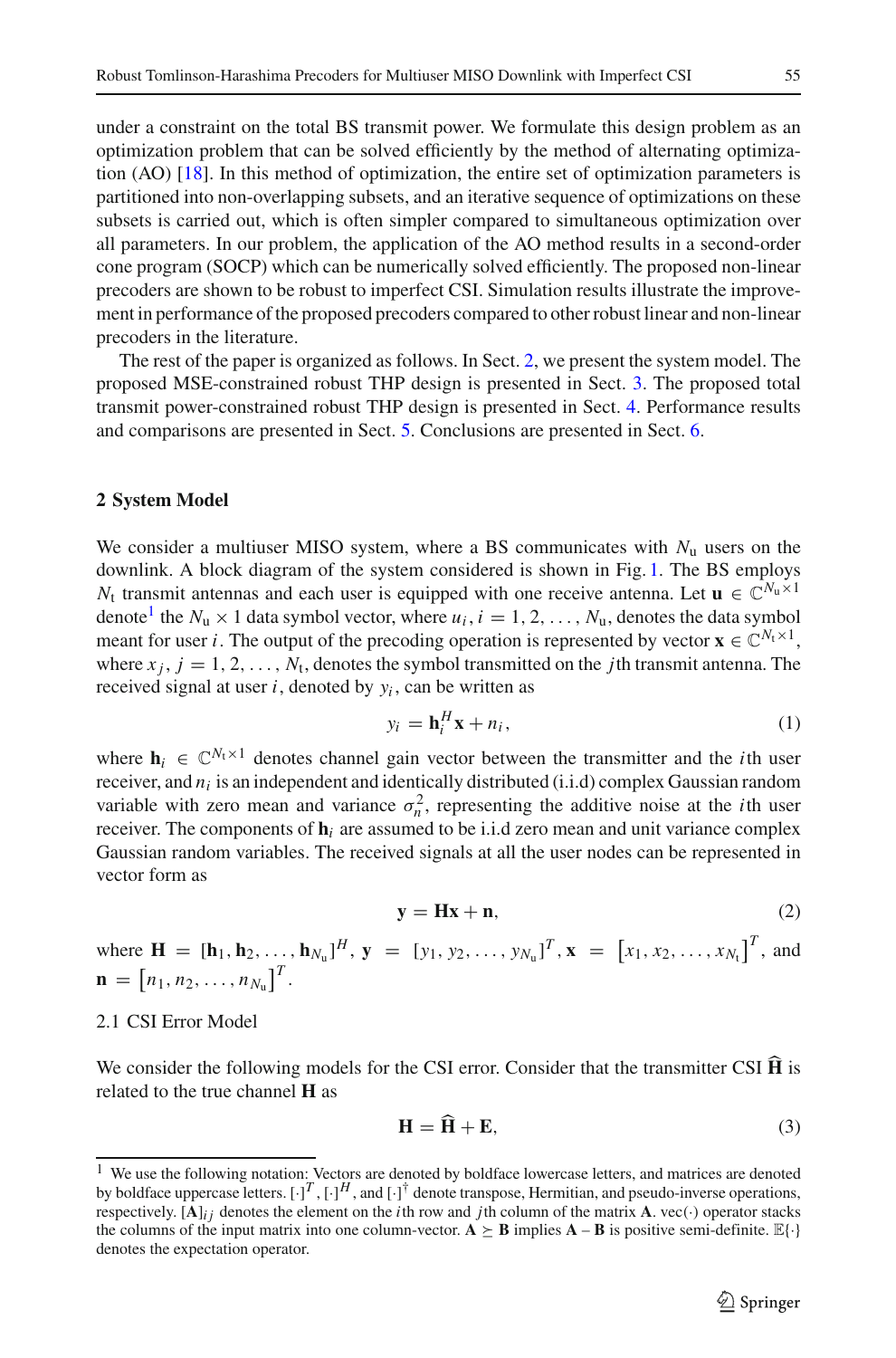under a constraint on the total BS transmit power. We formulate this design problem as an optimization problem that can be solved efficiently by the method of alternating optimization (AO) [18]. In this method of optimization, the entire set of optimization parameters is partitioned into non-overlapping subsets, and an iterative sequence of optimizations on these subsets is carried out, which is often simpler compared to simultaneous optimization over all parameters. In our problem, the application of the AO method results in a second-order cone program (SOCP) which can be numerically solved efficiently. The proposed non-linear precoders are shown to be robust to imperfect CSI. Simulation results illustrate the improvement in performance of the proposed precoders compared to other robust linear and non-linear precoders in the literature.

The rest of the paper is organized as follows. In Sect. 2, we present the system model. The proposed MSE-constrained robust THP design is presented in Sect. 3. The proposed total transmit power-constrained robust THP design is presented in Sect. 4. Performance results and comparisons are presented in Sect. 5. Conclusions are presented in Sect. 6.

## 2 System Model

We consider a multiuser MISO system, where a BS communicates with $N_\text{u}$ users on the downlink. A block diagram of the system considered is shown in Fig. 1. The BS employs $N_\text{t}$ transmit antennas and each user is equipped with one receive antenna. Let $\mathbf{u} \in \mathbb{C}^{N_\text{u}\times 1}$ denote[1] the $N_\text{u} \times 1$ data symbol vector, where $u_i, i = 1, 2, \ldots, N_\text{u}$, denotes the data symbol meant for user $i$. The output of the precoding operation is represented by vector $\mathbf{x} \in \mathbb{C}^{N_\text{t}\times 1}$, where $x_j, j = 1, 2, \ldots, N_\text{t}$, denotes the symbol transmitted on the $j$th transmit antenna. The received signal at user $i$, denoted by $y_i$, can be written as

$$y_i = \mathbf{h}_i^H \mathbf{x} + n_i, \tag{1}$$

where $\mathbf{h}_i \in \mathbb{C}^{N_\text{t}\times 1}$ denotes channel gain vector between the transmitter and the $i$th user receiver, and $n_i$ is an independent and identically distributed (i.i.d) complex Gaussian random variable with zero mean and variance $\sigma_n^2$, representing the additive noise at the $i$th user receiver. The components of $\mathbf{h}_i$ are assumed to be i.i.d zero mean and unit variance complex Gaussian random variables. The received signals at all the user nodes can be represented in vector form as

$$\mathbf{y} = \mathbf{H}\mathbf{x} + \mathbf{n}, \tag{2}$$

where $\mathbf{H} = [\mathbf{h}_1, \mathbf{h}_2, \ldots, \mathbf{h}_{N_\text{u}}]^H$, $\mathbf{y} = [y_1, y_2, \ldots, y_{N_\text{u}}]^T$, $\mathbf{x} = \left[x_1, x_2, \ldots, x_{N_\text{t}}\right]^T$, and $\mathbf{n} = \left[n_1, n_2, \ldots, n_{N_\text{u}}\right]^T$.

### 2.1 CSI Error Model

We consider the following models for the CSI error. Consider that the transmitter CSI $\widehat{\mathbf{H}}$ is related to the true channel $\mathbf{H}$ as

$$\mathbf{H} = \widehat{\mathbf{H}} + \mathbf{E}, \tag{3}$$

---

[1] We use the following notation: Vectors are denoted by boldface lowercase letters, and matrices are denoted by boldface uppercase letters. $[\cdot]^T$, $[\cdot]^H$, and $[\cdot]^\dagger$ denote transpose, Hermitian, and pseudo-inverse operations, respectively. $[\mathbf{A}]_{ij}$ denotes the element on the $i$th row and $j$th column of the matrix $\mathbf{A}$. vec$(\cdot)$ operator stacks the columns of the input matrix into one column-vector. $\mathbf{A} \succeq \mathbf{B}$ implies $\mathbf{A} - \mathbf{B}$ is positive semi-definite. $\mathbb{E}\{\cdot\}$ denotes the expectation operator.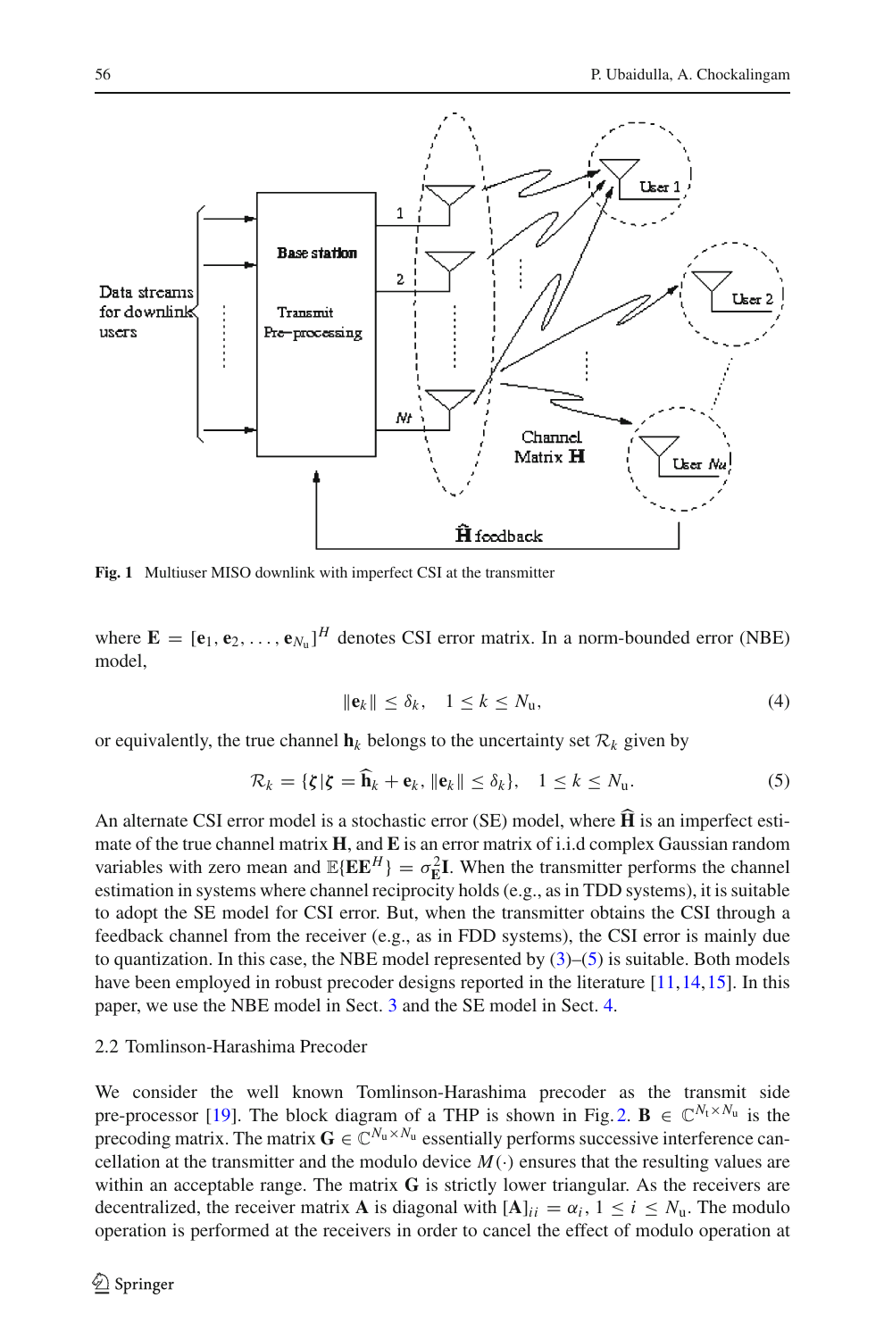Fig. 1 Multiuser MISO downlink with imperfect CSI at the transmitter

where $\mathbf{E} = [\mathbf{e}_1, \mathbf{e}_2, \ldots, \mathbf{e}_{N_u}]^H$ denotes CSI error matrix. In a norm-bounded error (NBE) model,

$$\|\mathbf{e}_k\| \leq \delta_k, \quad 1 \leq k \leq N_u, \tag{4}$$

or equivalently, the true channel $\mathbf{h}_k$ belongs to the uncertainty set $\mathcal{R}_k$ given by

$$\mathcal{R}_k = \{\boldsymbol{\zeta} | \boldsymbol{\zeta} = \widehat{\mathbf{h}}_k + \mathbf{e}_k, \|\mathbf{e}_k\| \leq \delta_k\}, \quad 1 \leq k \leq N_u. \tag{5}$$

An alternate CSI error model is a stochastic error (SE) model, where $\widehat{\mathbf{H}}$ is an imperfect estimate of the true channel matrix $\mathbf{H}$, and $\mathbf{E}$ is an error matrix of i.i.d complex Gaussian random variables with zero mean and $\mathbb{E}\{\mathbf{E}\mathbf{E}^H\} = \sigma_{\mathbf{E}}^2 \mathbf{I}$. When the transmitter performs the channel estimation in systems where channel reciprocity holds (e.g., as in TDD systems), it is suitable to adopt the SE model for CSI error. But, when the transmitter obtains the CSI through a feedback channel from the receiver (e.g., as in FDD systems), the CSI error is mainly due to quantization. In this case, the NBE model represented by (3)–(5) is suitable. Both models have been employed in robust precoder designs reported in the literature [11,14,15]. In this paper, we use the NBE model in Sect. 3 and the SE model in Sect. 4.

## 2.2 Tomlinson-Harashima Precoder

We consider the well known Tomlinson-Harashima precoder as the transmit side pre-processor [19]. The block diagram of a THP is shown in Fig. 2. $\mathbf{B} \in \mathbb{C}^{N_t \times N_u}$ is the precoding matrix. The matrix $\mathbf{G} \in \mathbb{C}^{N_u \times N_u}$ essentially performs successive interference cancellation at the transmitter and the modulo device $M(\cdot)$ ensures that the resulting values are within an acceptable range. The matrix $\mathbf{G}$ is strictly lower triangular. As the receivers are decentralized, the receiver matrix $\mathbf{A}$ is diagonal with $[\mathbf{A}]_{ii} = \alpha_i$, $1 \leq i \leq N_u$. The modulo operation is performed at the receivers in order to cancel the effect of modulo operation at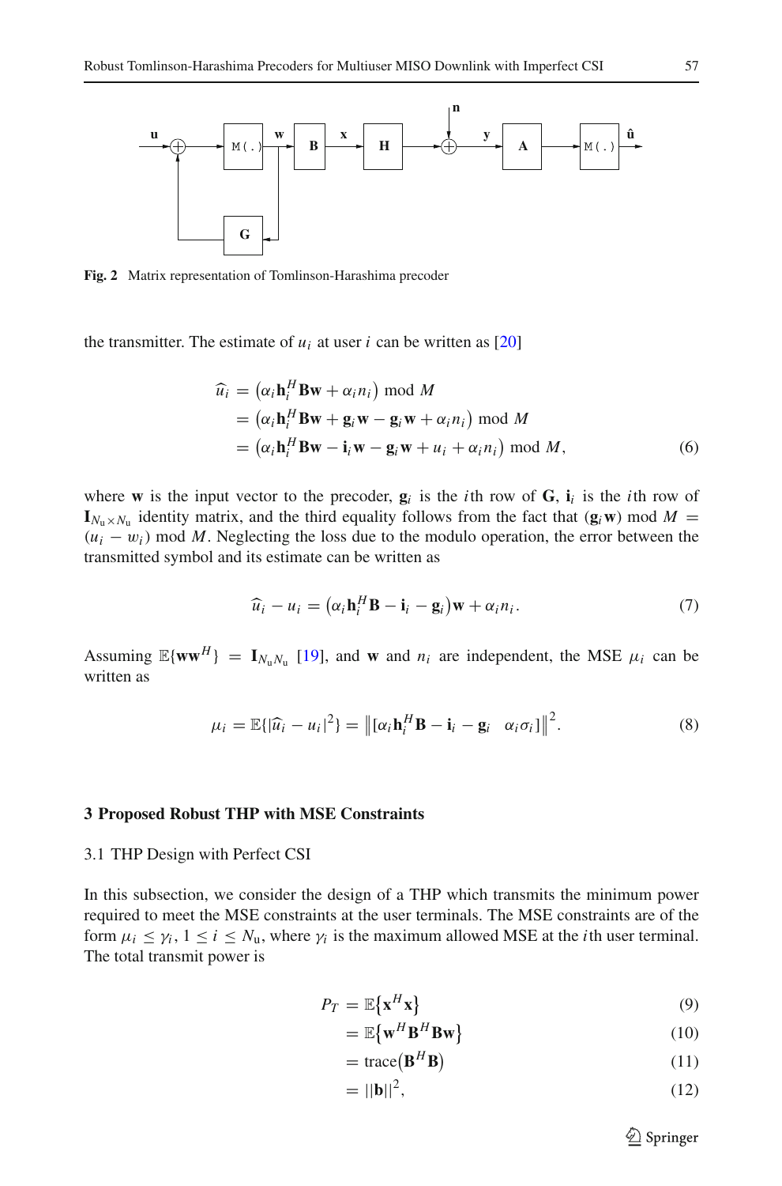Fig. 2 Matrix representation of Tomlinson-Harashima precoder

the transmitter. The estimate of $u_i$ at user $i$ can be written as [20]

$$
\begin{aligned}
\widehat{u}_i &= \left(\alpha_i \mathbf{h}_i^H \mathbf{B}\mathbf{w} + \alpha_i n_i\right) \bmod M \\
&= \left(\alpha_i \mathbf{h}_i^H \mathbf{B}\mathbf{w} + \mathbf{g}_i \mathbf{w} - \mathbf{g}_i \mathbf{w} + \alpha_i n_i\right) \bmod M \\
&= \left(\alpha_i \mathbf{h}_i^H \mathbf{B}\mathbf{w} - \mathbf{i}_i \mathbf{w} - \mathbf{g}_i \mathbf{w} + u_i + \alpha_i n_i\right) \bmod M, \qquad (6)
\end{aligned}
$$

where $\mathbf{w}$ is the input vector to the precoder, $\mathbf{g}_i$ is the $i$th row of $\mathbf{G}$, $\mathbf{i}_i$ is the $i$th row of $\mathbf{I}_{N_\text{u} \times N_\text{u}}$ identity matrix, and the third equality follows from the fact that $(\mathbf{g}_i \mathbf{w}) \bmod M = (u_i - w_i) \bmod M$. Neglecting the loss due to the modulo operation, the error between the transmitted symbol and its estimate can be written as

$$
\widehat{u}_i - u_i = \left(\alpha_i \mathbf{h}_i^H \mathbf{B} - \mathbf{i}_i - \mathbf{g}_i\right)\mathbf{w} + \alpha_i n_i. \qquad (7)
$$

Assuming $\mathbb{E}\{\mathbf{w}\mathbf{w}^H\} = \mathbf{I}_{N_\text{u} N_\text{u}}$ [19], and $\mathbf{w}$ and $n_i$ are independent, the MSE $\mu_i$ can be written as

$$
\mu_i = \mathbb{E}\{|\widehat{u}_i - u_i|^2\} = \left\| \left[\alpha_i \mathbf{h}_i^H \mathbf{B} - \mathbf{i}_i - \mathbf{g}_i \quad \alpha_i \sigma_i\right] \right\|^2. \qquad (8)
$$

## 3 Proposed Robust THP with MSE Constraints

### 3.1 THP Design with Perfect CSI

In this subsection, we consider the design of a THP which transmits the minimum power required to meet the MSE constraints at the user terminals. The MSE constraints are of the form $\mu_i \leq \gamma_i$, $1 \leq i \leq N_\text{u}$, where $\gamma_i$ is the maximum allowed MSE at the $i$th user terminal. The total transmit power is

$$
\begin{aligned}
P_T &= \mathbb{E}\left\{\mathbf{x}^H \mathbf{x}\right\} &(9)\\
&= \mathbb{E}\left\{\mathbf{w}^H \mathbf{B}^H \mathbf{B}\mathbf{w}\right\} &(10)\\
&= \text{trace}\left(\mathbf{B}^H \mathbf{B}\right) &(11)\\
&= ||\mathbf{b}||^2, &(12)
\end{aligned}
$$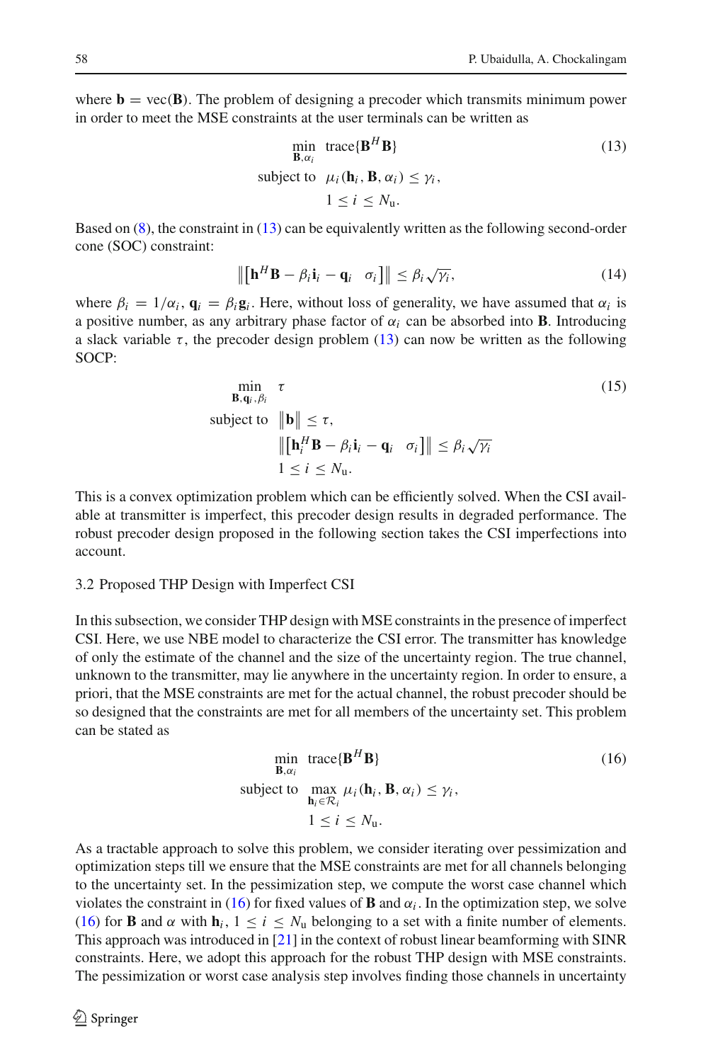where $\mathbf{b} = \text{vec}(\mathbf{B})$. The problem of designing a precoder which transmits minimum power in order to meet the MSE constraints at the user terminals can be written as

$$
\begin{aligned}
\min_{\mathbf{B},\alpha_i} \quad & \text{trace}\{\mathbf{B}^H\mathbf{B}\} \\
\text{subject to} \quad & \mu_i(\mathbf{h}_i, \mathbf{B}, \alpha_i) \leq \gamma_i, \\
& 1 \leq i \leq N_\text{u}.
\end{aligned} \tag{13}
$$

Based on (8), the constraint in (13) can be equivalently written as the following second-order cone (SOC) constraint:

$$
\left\| \left[ \mathbf{h}^H\mathbf{B} - \beta_i \mathbf{i}_i - \mathbf{q}_i \quad \sigma_i \right] \right\| \leq \beta_i \sqrt{\gamma_i}, \tag{14}
$$

where $\beta_i = 1/\alpha_i$, $\mathbf{q}_i = \beta_i \mathbf{g}_i$. Here, without loss of generality, we have assumed that $\alpha_i$ is a positive number, as any arbitrary phase factor of $\alpha_i$ can be absorbed into $\mathbf{B}$. Introducing a slack variable $\tau$, the precoder design problem (13) can now be written as the following SOCP:

$$
\begin{aligned}
\min_{\mathbf{B},\mathbf{q}_i,\beta_i} \quad & \tau \\
\text{subject to} \quad & \|\mathbf{b}\| \leq \tau, \\
& \left\| \left[ \mathbf{h}_i^H\mathbf{B} - \beta_i \mathbf{i}_i - \mathbf{q}_i \quad \sigma_i \right] \right\| \leq \beta_i \sqrt{\gamma_i} \\
& 1 \leq i \leq N_\text{u}.
\end{aligned} \tag{15}
$$

This is a convex optimization problem which can be efficiently solved. When the CSI available at transmitter is imperfect, this precoder design results in degraded performance. The robust precoder design proposed in the following section takes the CSI imperfections into account.

### 3.2 Proposed THP Design with Imperfect CSI

In this subsection, we consider THP design with MSE constraints in the presence of imperfect CSI. Here, we use NBE model to characterize the CSI error. The transmitter has knowledge of only the estimate of the channel and the size of the uncertainty region. The true channel, unknown to the transmitter, may lie anywhere in the uncertainty region. In order to ensure, a priori, that the MSE constraints are met for the actual channel, the robust precoder should be so designed that the constraints are met for all members of the uncertainty set. This problem can be stated as

$$
\begin{aligned}
\min_{\mathbf{B},\alpha_i} \quad & \text{trace}\{\mathbf{B}^H\mathbf{B}\} \\
\text{subject to} \quad & \max_{\mathbf{h}_i \in \mathcal{R}_i} \mu_i(\mathbf{h}_i, \mathbf{B}, \alpha_i) \leq \gamma_i, \\
& 1 \leq i \leq N_\text{u}.
\end{aligned} \tag{16}
$$

As a tractable approach to solve this problem, we consider iterating over pessimization and optimization steps till we ensure that the MSE constraints are met for all channels belonging to the uncertainty set. In the pessimization step, we compute the worst case channel which violates the constraint in (16) for fixed values of $\mathbf{B}$ and $\alpha_i$. In the optimization step, we solve (16) for $\mathbf{B}$ and $\alpha$ with $\mathbf{h}_i$, $1 \leq i \leq N_\text{u}$ belonging to a set with a finite number of elements. This approach was introduced in [21] in the context of robust linear beamforming with SINR constraints. Here, we adopt this approach for the robust THP design with MSE constraints. The pessimization or worst case analysis step involves finding those channels in uncertainty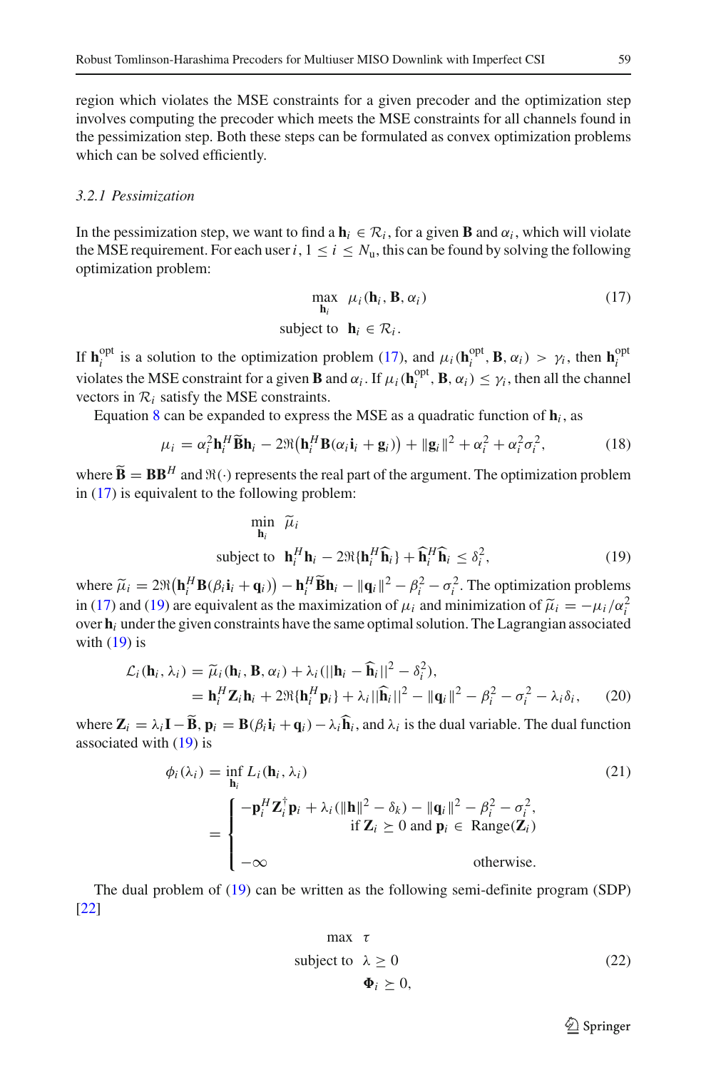region which violates the MSE constraints for a given precoder and the optimization step involves computing the precoder which meets the MSE constraints for all channels found in the pessimization step. Both these steps can be formulated as convex optimization problems which can be solved efficiently.

### 3.2.1 Pessimization

In the pessimization step, we want to find a $\mathbf{h}_i \in \mathcal{R}_i$, for a given $\mathbf{B}$ and $\alpha_i$, which will violate the MSE requirement. For each user $i$, $1 \leq i \leq N_{\mathrm{u}}$, this can be found by solving the following optimization problem:

$$
\begin{aligned}
\max_{\mathbf{h}_i} \quad & \mu_i(\mathbf{h}_i, \mathbf{B}, \alpha_i) \\
\text{subject to} \quad & \mathbf{h}_i \in \mathcal{R}_i.
\end{aligned}
\tag{17}
$$

If $\mathbf{h}_i^{\mathrm{opt}}$ is a solution to the optimization problem (17), and $\mu_i(\mathbf{h}_i^{\mathrm{opt}}, \mathbf{B}, \alpha_i) > \gamma_i$, then $\mathbf{h}_i^{\mathrm{opt}}$ violates the MSE constraint for a given $\mathbf{B}$ and $\alpha_i$. If $\mu_i(\mathbf{h}_i^{\mathrm{opt}}, \mathbf{B}, \alpha_i) \leq \gamma_i$, then all the channel vectors in $\mathcal{R}_i$ satisfy the MSE constraints.

Equation 8 can be expanded to express the MSE as a quadratic function of $\mathbf{h}_i$, as

$$
\mu_i = \alpha_i^2 \mathbf{h}_i^H \widetilde{\mathbf{B}} \mathbf{h}_i - 2\Re\big(\mathbf{h}_i^H \mathbf{B}(\alpha_i \mathbf{i}_i + \mathbf{g}_i)\big) + \|\mathbf{g}_i\|^2 + \alpha_i^2 + \alpha_i^2 \sigma_i^2,
\tag{18}
$$

where $\widetilde{\mathbf{B}} = \mathbf{B}\mathbf{B}^H$ and $\Re(\cdot)$ represents the real part of the argument. The optimization problem in (17) is equivalent to the following problem:

$$
\begin{aligned}
\min_{\mathbf{h}_i} \quad & \widetilde{\mu}_i \\
\text{subject to} \quad & \mathbf{h}_i^H \mathbf{h}_i - 2\Re\{\mathbf{h}_i^H \widehat{\mathbf{h}}_i\} + \widehat{\mathbf{h}}_i^H \widehat{\mathbf{h}}_i \leq \delta_i^2,
\end{aligned}
\tag{19}
$$

where $\widetilde{\mu}_i = 2\Re\big(\mathbf{h}_i^H \mathbf{B}(\beta_i \mathbf{i}_i + \mathbf{q}_i)\big) - \mathbf{h}_i^H \widetilde{\mathbf{B}} \mathbf{h}_i - \|\mathbf{q}_i\|^2 - \beta_i^2 - \sigma_i^2$. The optimization problems in (17) and (19) are equivalent as the maximization of $\mu_i$ and minimization of $\widetilde{\mu}_i = -\mu_i/\alpha_i^2$ over $\mathbf{h}_i$ under the given constraints have the same optimal solution. The Lagrangian associated with (19) is

$$
\begin{aligned}
\mathcal{L}_i(\mathbf{h}_i, \lambda_i) &= \widetilde{\mu}_i(\mathbf{h}_i, \mathbf{B}, \alpha_i) + \lambda_i(||\mathbf{h}_i - \widehat{\mathbf{h}}_i||^2 - \delta_i^2), \\
&= \mathbf{h}_i^H \mathbf{Z}_i \mathbf{h}_i + 2\Re\{\mathbf{h}_i^H \mathbf{p}_i\} + \lambda_i ||\widehat{\mathbf{h}}_i||^2 - \|\mathbf{q}_i\|^2 - \beta_i^2 - \sigma_i^2 - \lambda_i \delta_i,
\end{aligned}
\tag{20}
$$

where $\mathbf{Z}_i = \lambda_i \mathbf{I} - \widetilde{\mathbf{B}}$, $\mathbf{p}_i = \mathbf{B}(\beta_i \mathbf{i}_i + \mathbf{q}_i) - \lambda_i \widehat{\mathbf{h}}_i$, and $\lambda_i$ is the dual variable. The dual function associated with (19) is

$$
\begin{aligned}
\phi_i(\lambda_i) &= \inf_{\mathbf{h}_i} L_i(\mathbf{h}_i, \lambda_i) \\
&= \begin{cases} -\mathbf{p}_i^H \mathbf{Z}_i^{\dagger} \mathbf{p}_i + \lambda_i(\|\mathbf{h}\|^2 - \delta_k) - \|\mathbf{q}_i\|^2 - \beta_i^2 - \sigma_i^2, \\ \qquad\qquad \text{if } \mathbf{Z}_i \succeq 0 \text{ and } \mathbf{p}_i \in \text{ Range}(\mathbf{Z}_i) \\ -\infty \qquad\qquad\qquad\qquad\qquad\qquad \text{otherwise.} \end{cases}
\end{aligned}
\tag{21}
$$

The dual problem of (19) can be written as the following semi-definite program (SDP) [22]

$$
\begin{aligned}
\max \quad & \tau \\
\text{subject to} \quad & \lambda \geq 0 \\
& \mathbf{\Phi}_i \succeq 0,
\end{aligned}
\tag{22}
$$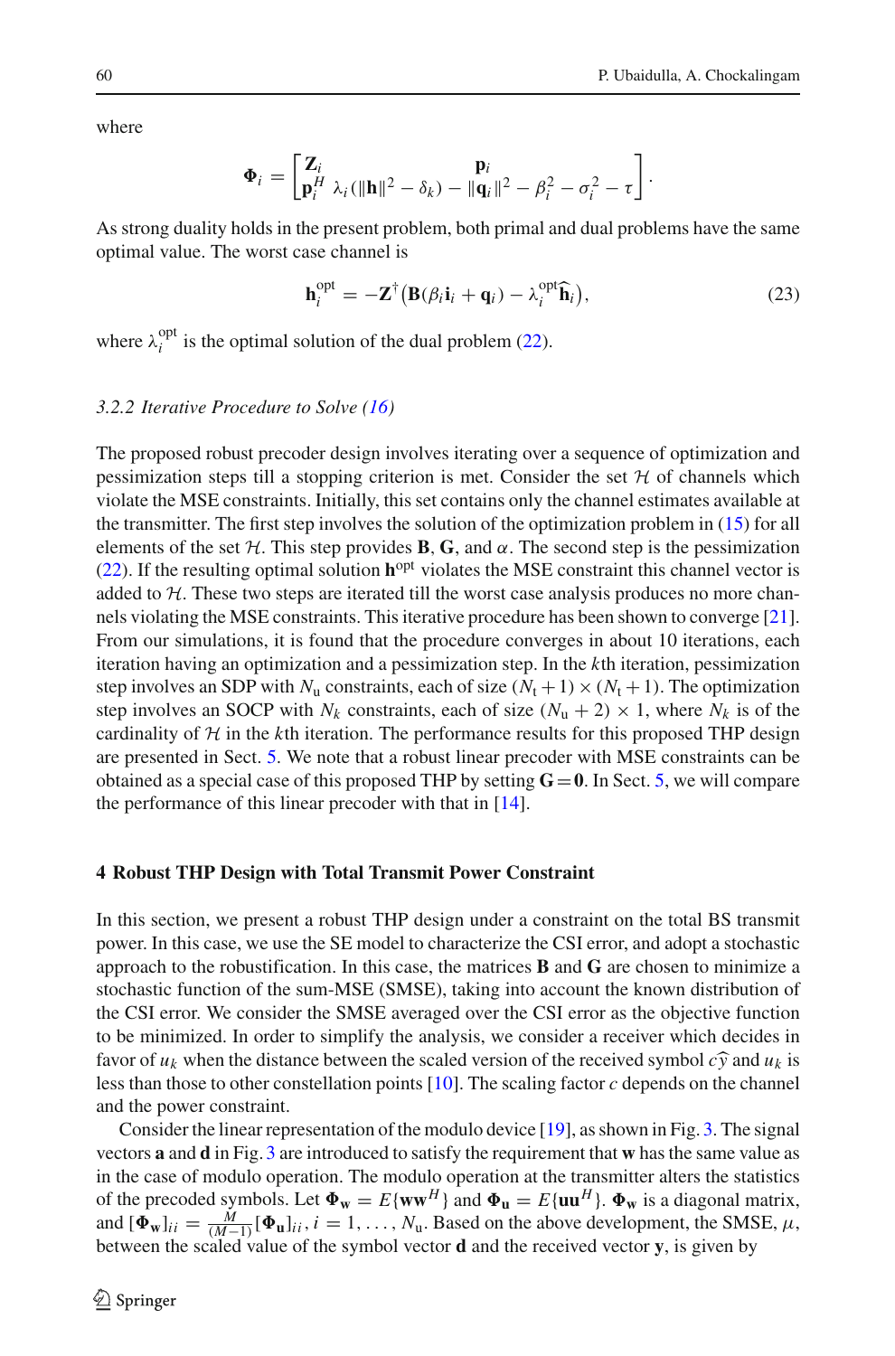where

$$
\mathbf{\Phi}_i = \begin{bmatrix} \mathbf{Z}_i & \mathbf{p}_i \\ \mathbf{p}_i^H & \lambda_i(\|\mathbf{h}\|^2 - \delta_k) - \|\mathbf{q}_i\|^2 - \beta_i^2 - \sigma_i^2 - \tau \end{bmatrix}.
$$

As strong duality holds in the present problem, both primal and dual problems have the same optimal value. The worst case channel is

$$
\mathbf{h}_i^{\text{opt}} = -\mathbf{Z}^{\dagger}\big(\mathbf{B}(\beta_i \mathbf{i}_i + \mathbf{q}_i) - \lambda_i^{\text{opt}} \widehat{\mathbf{h}}_i\big), \tag{23}
$$

where $\lambda_i^{\text{opt}}$ is the optimal solution of the dual problem (22).

### 3.2.2 Iterative Procedure to Solve (16)

The proposed robust precoder design involves iterating over a sequence of optimization and pessimization steps till a stopping criterion is met. Consider the set $\mathcal{H}$ of channels which violate the MSE constraints. Initially, this set contains only the channel estimates available at the transmitter. The first step involves the solution of the optimization problem in (15) for all elements of the set $\mathcal{H}$. This step provides $\mathbf{B}$, $\mathbf{G}$, and $\alpha$. The second step is the pessimization (22). If the resulting optimal solution $\mathbf{h}^{\text{opt}}$ violates the MSE constraint this channel vector is added to $\mathcal{H}$. These two steps are iterated till the worst case analysis produces no more channels violating the MSE constraints. This iterative procedure has been shown to converge [21]. From our simulations, it is found that the procedure converges in about 10 iterations, each iteration having an optimization and a pessimization step. In the $k$th iteration, pessimization step involves an SDP with $N_{\text{u}}$ constraints, each of size $(N_{\text{t}}+1) \times (N_{\text{t}}+1)$. The optimization step involves an SOCP with $N_k$ constraints, each of size $(N_{\text{u}}+2) \times 1$, where $N_k$ is of the cardinality of $\mathcal{H}$ in the $k$th iteration. The performance results for this proposed THP design are presented in Sect. 5. We note that a robust linear precoder with MSE constraints can be obtained as a special case of this proposed THP by setting $\mathbf{G} = \mathbf{0}$. In Sect. 5, we will compare the performance of this linear precoder with that in [14].

## 4 Robust THP Design with Total Transmit Power Constraint

In this section, we present a robust THP design under a constraint on the total BS transmit power. In this case, we use the SE model to characterize the CSI error, and adopt a stochastic approach to the robustification. In this case, the matrices $\mathbf{B}$ and $\mathbf{G}$ are chosen to minimize a stochastic function of the sum-MSE (SMSE), taking into account the known distribution of the CSI error. We consider the SMSE averaged over the CSI error as the objective function to be minimized. In order to simplify the analysis, we consider a receiver which decides in favor of $u_k$ when the distance between the scaled version of the received symbol $c\widehat{y}$ and $u_k$ is less than those to other constellation points [10]. The scaling factor $c$ depends on the channel and the power constraint.

Consider the linear representation of the modulo device [19], as shown in Fig. 3. The signal vectors $\mathbf{a}$ and $\mathbf{d}$ in Fig. 3 are introduced to satisfy the requirement that $\mathbf{w}$ has the same value as in the case of modulo operation. The modulo operation at the transmitter alters the statistics of the precoded symbols. Let $\mathbf{\Phi}_{\mathbf{w}} = E\{\mathbf{w}\mathbf{w}^H\}$ and $\mathbf{\Phi}_{\mathbf{u}} = E\{\mathbf{u}\mathbf{u}^H\}$. $\mathbf{\Phi}_{\mathbf{w}}$ is a diagonal matrix, and $[\mathbf{\Phi}_{\mathbf{w}}]_{ii} = \frac{M}{(M-1)}[\mathbf{\Phi}_{\mathbf{u}}]_{ii}, i = 1, \ldots, N_{\text{u}}$. Based on the above development, the SMSE, $\mu$, between the scaled value of the symbol vector $\mathbf{d}$ and the received vector $\mathbf{y}$, is given by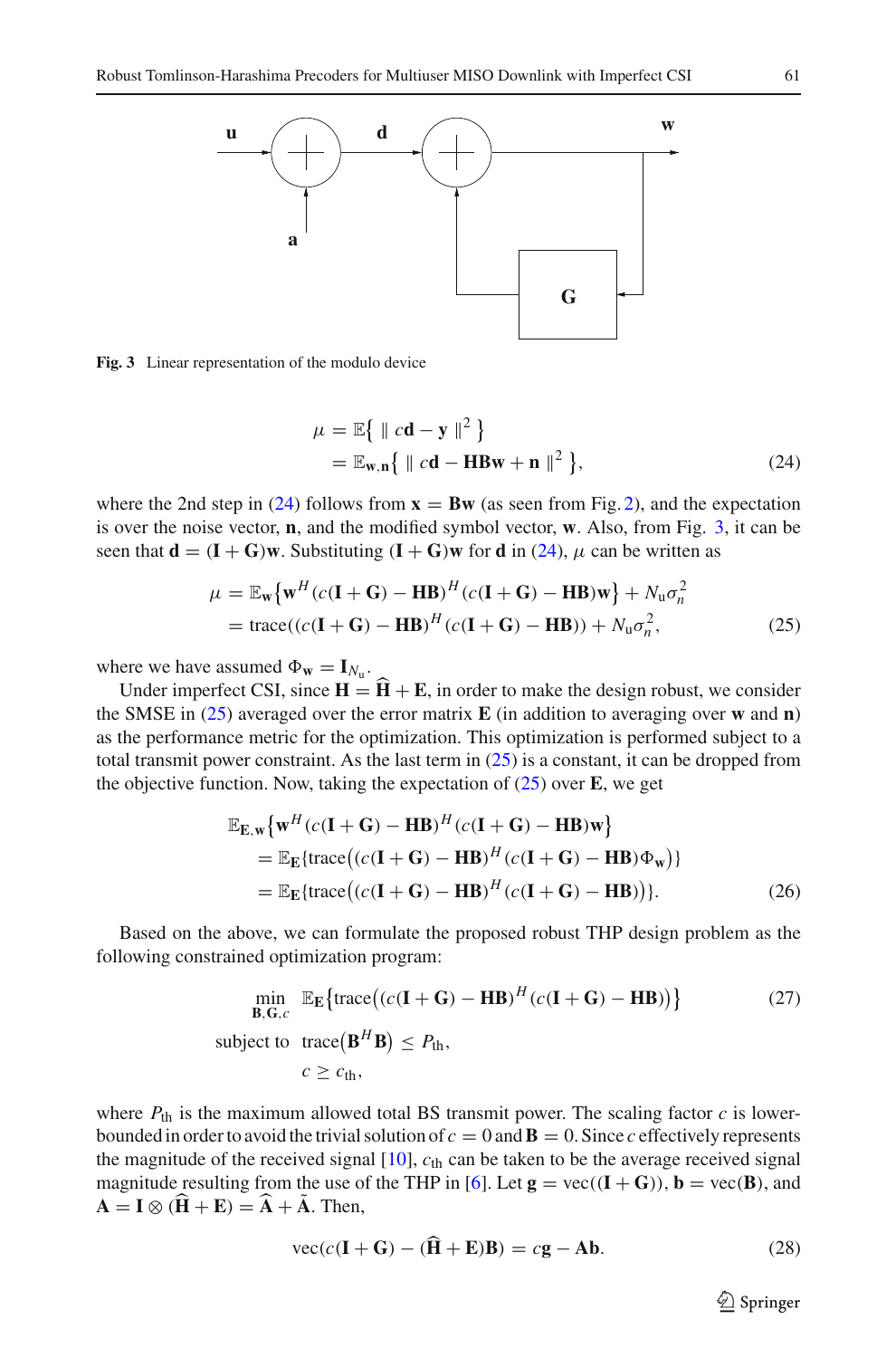**Fig. 3** Linear representation of the modulo device

$$
\begin{aligned}
\mu &= \mathbb{E}\left\{ \| c\mathbf{d} - \mathbf{y} \|^2 \right\} \\
&= \mathbb{E}_{\mathbf{w},\mathbf{n}}\left\{ \| c\mathbf{d} - \mathbf{HBw} + \mathbf{n} \|^2 \right\},
\end{aligned} \tag{24}
$$

where the 2nd step in (24) follows from $\mathbf{x} = \mathbf{Bw}$ (as seen from Fig. 2), and the expectation is over the noise vector, $\mathbf{n}$, and the modified symbol vector, $\mathbf{w}$. Also, from Fig. 3, it can be seen that $\mathbf{d} = (\mathbf{I} + \mathbf{G})\mathbf{w}$. Substituting $(\mathbf{I} + \mathbf{G})\mathbf{w}$ for $\mathbf{d}$ in (24), $\mu$ can be written as

$$
\begin{aligned}
\mu &= \mathbb{E}_{\mathbf{w}}\left\{\mathbf{w}^H (c(\mathbf{I}+\mathbf{G}) - \mathbf{HB})^H (c(\mathbf{I}+\mathbf{G}) - \mathbf{HB})\mathbf{w}\right\} + N_{\mathrm{u}}\sigma_n^2 \\
&= \mathrm{trace}((c(\mathbf{I}+\mathbf{G}) - \mathbf{HB})^H (c(\mathbf{I}+\mathbf{G}) - \mathbf{HB})) + N_{\mathrm{u}}\sigma_n^2,
\end{aligned} \tag{25}
$$

where we have assumed $\Phi_{\mathbf{w}} = \mathbf{I}_{N_{\mathrm{u}}}$.

Under imperfect CSI, since $\mathbf{H} = \widehat{\mathbf{H}} + \mathbf{E}$, in order to make the design robust, we consider the SMSE in (25) averaged over the error matrix $\mathbf{E}$ (in addition to averaging over $\mathbf{w}$ and $\mathbf{n}$) as the performance metric for the optimization. This optimization is performed subject to a total transmit power constraint. As the last term in (25) is a constant, it can be dropped from the objective function. Now, taking the expectation of (25) over $\mathbf{E}$, we get

$$
\begin{aligned}
&\mathbb{E}_{\mathbf{E},\mathbf{w}}\left\{\mathbf{w}^H (c(\mathbf{I}+\mathbf{G}) - \mathbf{HB})^H (c(\mathbf{I}+\mathbf{G}) - \mathbf{HB})\mathbf{w}\right\} \\
&= \mathbb{E}_{\mathbf{E}}\{\mathrm{trace}\big((c(\mathbf{I}+\mathbf{G}) - \mathbf{HB})^H (c(\mathbf{I}+\mathbf{G}) - \mathbf{HB})\Phi_{\mathbf{w}}\big)\} \\
&= \mathbb{E}_{\mathbf{E}}\{\mathrm{trace}\big((c(\mathbf{I}+\mathbf{G}) - \mathbf{HB})^H (c(\mathbf{I}+\mathbf{G}) - \mathbf{HB})\big)\}.
\end{aligned} \tag{26}
$$

Based on the above, we can formulate the proposed robust THP design problem as the following constrained optimization program:

$$
\begin{aligned}
\min_{\mathbf{B},\mathbf{G},c} \quad & \mathbb{E}_{\mathbf{E}}\left\{\mathrm{trace}\big((c(\mathbf{I}+\mathbf{G}) - \mathbf{HB})^H (c(\mathbf{I}+\mathbf{G}) - \mathbf{HB})\big)\right\} \\
\text{subject to} \quad & \mathrm{trace}\big(\mathbf{B}^H\mathbf{B}\big) \le P_{\mathrm{th}}, \\
& c \ge c_{\mathrm{th}},
\end{aligned} \tag{27}
$$

where $P_{\mathrm{th}}$ is the maximum allowed total BS transmit power. The scaling factor $c$ is lower-bounded in order to avoid the trivial solution of $c = 0$ and $\mathbf{B} = 0$. Since $c$ effectively represents the magnitude of the received signal [10], $c_{\mathrm{th}}$ can be taken to be the average received signal magnitude resulting from the use of the THP in [6]. Let $\mathbf{g} = \mathrm{vec}((\mathbf{I}+\mathbf{G}))$, $\mathbf{b} = \mathrm{vec}(\mathbf{B})$, and $\mathbf{A} = \mathbf{I} \otimes (\widehat{\mathbf{H}} + \mathbf{E}) = \widehat{\mathbf{A}} + \tilde{\mathbf{A}}$. Then,

$$
\mathrm{vec}(c(\mathbf{I}+\mathbf{G}) - (\widehat{\mathbf{H}} + \mathbf{E})\mathbf{B}) = c\mathbf{g} - \mathbf{Ab}. \tag{28}
$$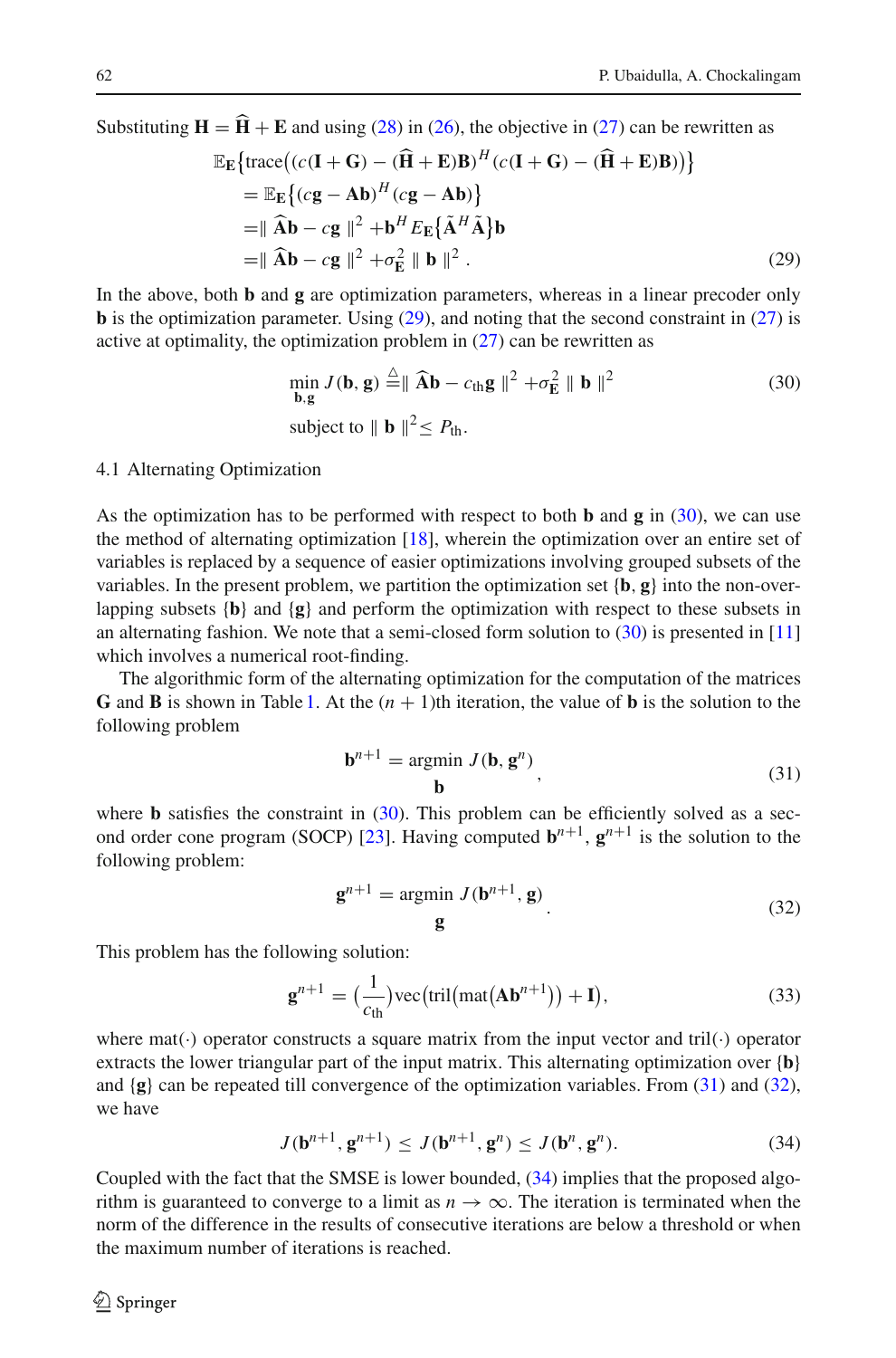Substituting $\mathbf{H} = \widehat{\mathbf{H}} + \mathbf{E}$ and using (28) in (26), the objective in (27) can be rewritten as

$$
\begin{aligned}
&\mathbb{E}_{\mathbf{E}}\big\{\text{trace}\big((c(\mathbf{I}+\mathbf{G}) - (\widehat{\mathbf{H}}+\mathbf{E})\mathbf{B})^H (c(\mathbf{I}+\mathbf{G}) - (\widehat{\mathbf{H}}+\mathbf{E})\mathbf{B})\big)\big\} \\
&\quad = \mathbb{E}_{\mathbf{E}}\big\{(c\mathbf{g} - \mathbf{A}\mathbf{b})^H (c\mathbf{g} - \mathbf{A}\mathbf{b})\big\} \\
&\quad = \| \widehat{\mathbf{A}}\mathbf{b} - c\mathbf{g} \|^2 + \mathbf{b}^H E_{\mathbf{E}}\big\{\tilde{\mathbf{A}}^H \tilde{\mathbf{A}}\big\}\mathbf{b} \\
&\quad = \| \widehat{\mathbf{A}}\mathbf{b} - c\mathbf{g} \|^2 + \sigma_{\mathbf{E}}^2 \| \mathbf{b} \|^2 .
\end{aligned}
\tag{29}
$$

In the above, both $\mathbf{b}$ and $\mathbf{g}$ are optimization parameters, whereas in a linear precoder only $\mathbf{b}$ is the optimization parameter. Using (29), and noting that the second constraint in (27) is active at optimality, the optimization problem in (27) can be rewritten as

$$
\min_{\mathbf{b},\mathbf{g}} J(\mathbf{b},\mathbf{g}) \stackrel{\triangle}{=} \| \widehat{\mathbf{A}}\mathbf{b} - c_{\text{th}}\mathbf{g} \|^2 + \sigma_{\mathbf{E}}^2 \| \mathbf{b} \|^2 \tag{30}
$$

$$
\text{subject to } \| \mathbf{b} \|^2 \leq P_{\text{th}}.
$$

### 4.1 Alternating Optimization

As the optimization has to be performed with respect to both $\mathbf{b}$ and $\mathbf{g}$ in (30), we can use the method of alternating optimization [18], wherein the optimization over an entire set of variables is replaced by a sequence of easier optimizations involving grouped subsets of the variables. In the present problem, we partition the optimization set $\{\mathbf{b}, \mathbf{g}\}$ into the non-overlapping subsets $\{\mathbf{b}\}$ and $\{\mathbf{g}\}$ and perform the optimization with respect to these subsets in an alternating fashion. We note that a semi-closed form solution to (30) is presented in [11] which involves a numerical root-finding.

The algorithmic form of the alternating optimization for the computation of the matrices $\mathbf{G}$ and $\mathbf{B}$ is shown in Table 1. At the $(n+1)$th iteration, the value of $\mathbf{b}$ is the solution to the following problem

$$
\mathbf{b}^{n+1} = \underset{\mathbf{b}}{\text{argmin}}\ J(\mathbf{b}, \mathbf{g}^n), \tag{31}
$$

where $\mathbf{b}$ satisfies the constraint in (30). This problem can be efficiently solved as a second order cone program (SOCP) [23]. Having computed $\mathbf{b}^{n+1}$, $\mathbf{g}^{n+1}$ is the solution to the following problem:

$$
\mathbf{g}^{n+1} = \underset{\mathbf{g}}{\text{argmin}}\ J(\mathbf{b}^{n+1}, \mathbf{g}). \tag{32}
$$

This problem has the following solution:

$$
\mathbf{g}^{n+1} = \Big(\frac{1}{c_{\text{th}}}\Big)\text{vec}\big(\text{tril}\big(\text{mat}\big(\mathbf{A}\mathbf{b}^{n+1}\big)\big) + \mathbf{I}\big), \tag{33}
$$

where mat$(\cdot)$ operator constructs a square matrix from the input vector and tril$(\cdot)$ operator extracts the lower triangular part of the input matrix. This alternating optimization over $\{\mathbf{b}\}$ and $\{\mathbf{g}\}$ can be repeated till convergence of the optimization variables. From (31) and (32), we have

$$
J(\mathbf{b}^{n+1}, \mathbf{g}^{n+1}) \leq J(\mathbf{b}^{n+1}, \mathbf{g}^{n}) \leq J(\mathbf{b}^{n}, \mathbf{g}^{n}). \tag{34}
$$

Coupled with the fact that the SMSE is lower bounded, (34) implies that the proposed algorithm is guaranteed to converge to a limit as $n \to \infty$. The iteration is terminated when the norm of the difference in the results of consecutive iterations are below a threshold or when the maximum number of iterations is reached.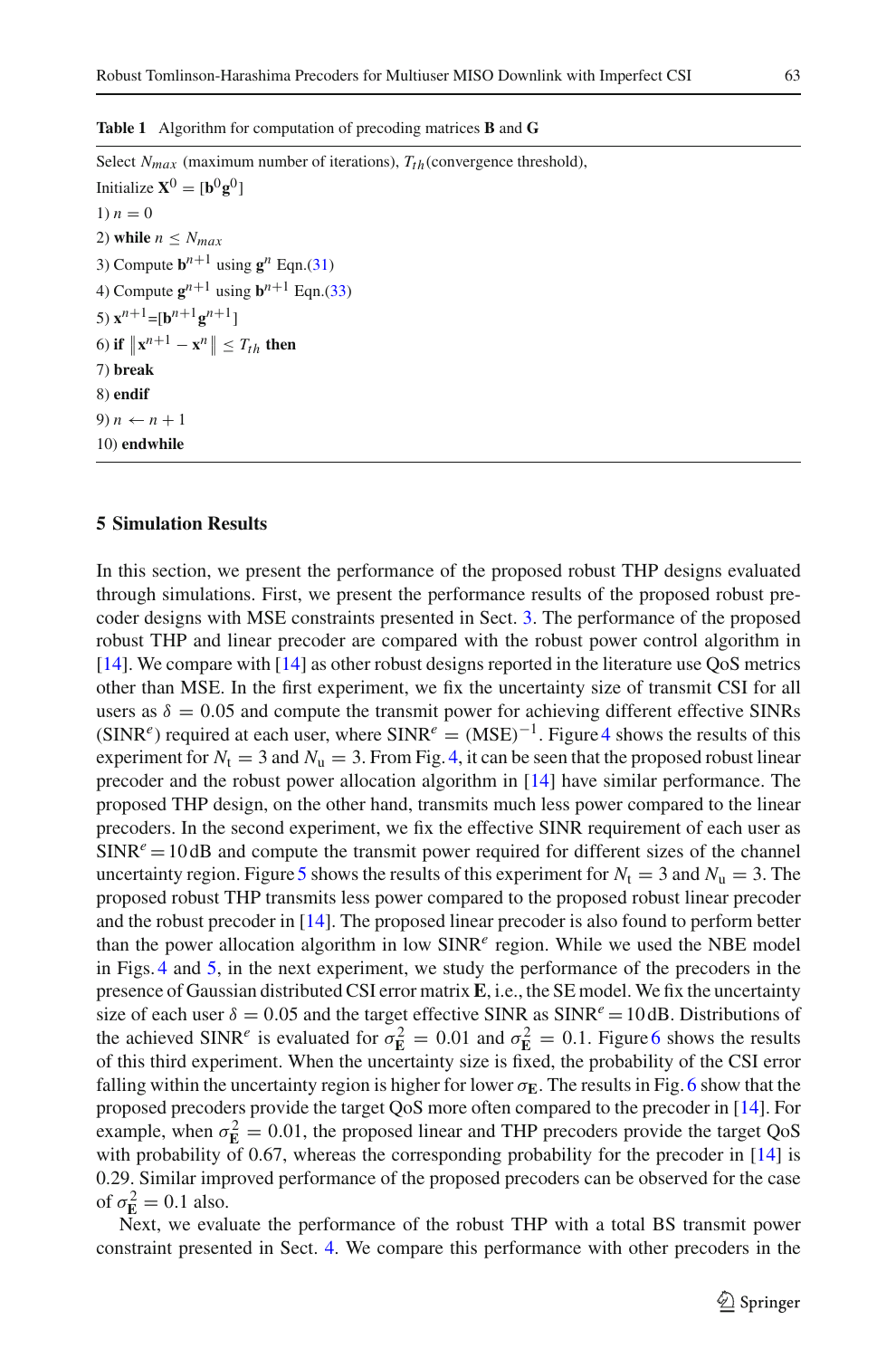**Table 1** Algorithm for computation of precoding matrices **B** and **G**

Select $N_{max}$ (maximum number of iterations), $T_{th}$(convergence threshold),
Initialize $\mathbf{X}^0 = [\mathbf{b}^0 \mathbf{g}^0]$
1) $n = 0$
2) **while** $n \le N_{max}$
3) Compute $\mathbf{b}^{n+1}$ using $\mathbf{g}^n$ Eqn.(31)
4) Compute $\mathbf{g}^{n+1}$ using $\mathbf{b}^{n+1}$ Eqn.(33)
5) $\mathbf{x}^{n+1}$=$[\mathbf{b}^{n+1} \mathbf{g}^{n+1}]$
6) **if** $\left\|\mathbf{x}^{n+1} - \mathbf{x}^n\right\| \le T_{th}$ **then**
7) **break**
8) **endif**
9) $n \leftarrow n+1$
10) **endwhile**

## 5 Simulation Results

In this section, we present the performance of the proposed robust THP designs evaluated through simulations. First, we present the performance results of the proposed robust precoder designs with MSE constraints presented in Sect. 3. The performance of the proposed robust THP and linear precoder are compared with the robust power control algorithm in [14]. We compare with [14] as other robust designs reported in the literature use QoS metrics other than MSE. In the first experiment, we fix the uncertainty size of transmit CSI for all users as $\delta = 0.05$ and compute the transmit power for achieving different effective SINRs ($\text{SINR}^e$) required at each user, where $\text{SINR}^e = (\text{MSE})^{-1}$. Figure 4 shows the results of this experiment for $N_\text{t} = 3$ and $N_\text{u} = 3$. From Fig. 4, it can be seen that the proposed robust linear precoder and the robust power allocation algorithm in [14] have similar performance. The proposed THP design, on the other hand, transmits much less power compared to the linear precoders. In the second experiment, we fix the effective SINR requirement of each user as $\text{SINR}^e = 10\,\text{dB}$ and compute the transmit power required for different sizes of the channel uncertainty region. Figure 5 shows the results of this experiment for $N_\text{t} = 3$ and $N_\text{u} = 3$. The proposed robust THP transmits less power compared to the proposed robust linear precoder and the robust precoder in [14]. The proposed linear precoder is also found to perform better than the power allocation algorithm in low $\text{SINR}^e$ region. While we used the NBE model in Figs. 4 and 5, in the next experiment, we study the performance of the precoders in the presence of Gaussian distributed CSI error matrix $\mathbf{E}$, i.e., the SE model. We fix the uncertainty size of each user $\delta = 0.05$ and the target effective SINR as $\text{SINR}^e = 10\,\text{dB}$. Distributions of the achieved $\text{SINR}^e$ is evaluated for $\sigma_{\mathbf{E}}^2 = 0.01$ and $\sigma_{\mathbf{E}}^2 = 0.1$. Figure 6 shows the results of this third experiment. When the uncertainty size is fixed, the probability of the CSI error falling within the uncertainty region is higher for lower $\sigma_{\mathbf{E}}$. The results in Fig. 6 show that the proposed precoders provide the target QoS more often compared to the precoder in [14]. For example, when $\sigma_{\mathbf{E}}^2 = 0.01$, the proposed linear and THP precoders provide the target QoS with probability of 0.67, whereas the corresponding probability for the precoder in [14] is 0.29. Similar improved performance of the proposed precoders can be observed for the case of $\sigma_{\mathbf{E}}^2 = 0.1$ also.

Next, we evaluate the performance of the robust THP with a total BS transmit power constraint presented in Sect. 4. We compare this performance with other precoders in the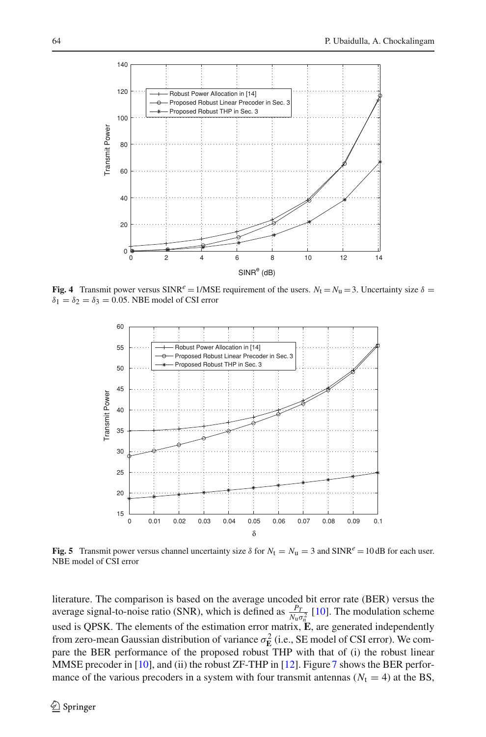**Fig. 4** Transmit power versus $\text{SINR}^e = 1/\text{MSE}$ requirement of the users. $N_t = N_u = 3$. Uncertainty size $\delta = \delta_1 = \delta_2 = \delta_3 = 0.05$. NBE model of CSI error

**Fig. 5** Transmit power versus channel uncertainty size $\delta$ for $N_t = N_u = 3$ and $\text{SINR}^e = 10\,\text{dB}$ for each user. NBE model of CSI error

literature. The comparison is based on the average uncoded bit error rate (BER) versus the average signal-to-noise ratio (SNR), which is defined as $\frac{P_T}{N_u \sigma_n^2}$ [10]. The modulation scheme used is QPSK. The elements of the estimation error matrix, $\mathbf{E}$, are generated independently from zero-mean Gaussian distribution of variance $\sigma_{\mathbf{E}}^2$ (i.e., SE model of CSI error). We compare the BER performance of the proposed robust THP with that of (i) the robust linear MMSE precoder in [10], and (ii) the robust ZF-THP in [12]. Figure 7 shows the BER performance of the various precoders in a system with four transmit antennas ($N_t = 4$) at the BS,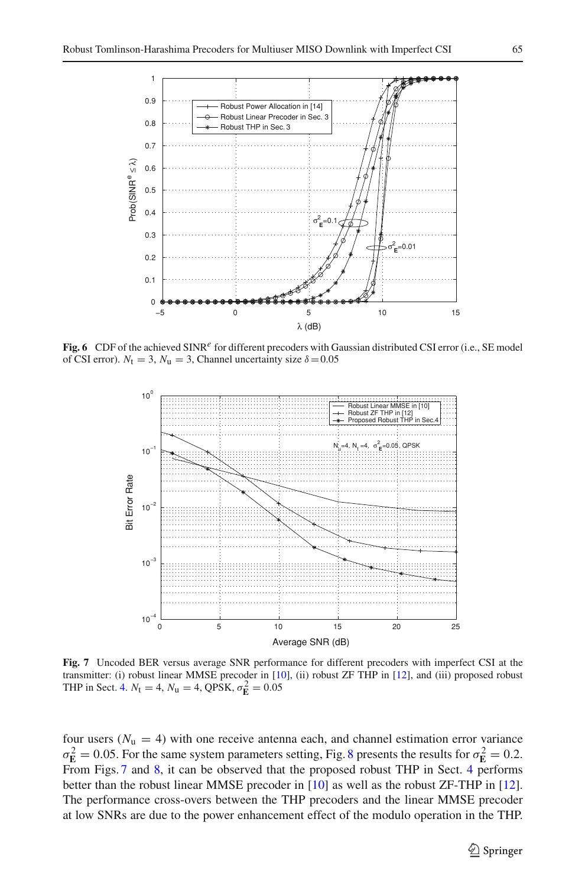**Fig. 6** CDF of the achieved $\text{SINR}^e$ for different precoders with Gaussian distributed CSI error (i.e., SE model of CSI error). $N_t = 3$, $N_u = 3$, Channel uncertainty size $\delta = 0.05$

**Fig. 7** Uncoded BER versus average SNR performance for different precoders with imperfect CSI at the transmitter: (i) robust linear MMSE precoder in [10], (ii) robust ZF THP in [12], and (iii) proposed robust THP in Sect. 4. $N_t = 4$, $N_u = 4$, QPSK, $\sigma_{\mathbf{E}}^2 = 0.05$

four users ($N_u = 4$) with one receive antenna each, and channel estimation error variance $\sigma_{\mathbf{E}}^2 = 0.05$. For the same system parameters setting, Fig. 8 presents the results for $\sigma_{\mathbf{E}}^2 = 0.2$. From Figs. 7 and 8, it can be observed that the proposed robust THP in Sect. 4 performs better than the robust linear MMSE precoder in [10] as well as the robust ZF-THP in [12]. The performance cross-overs between the THP precoders and the linear MMSE precoder at low SNRs are due to the power enhancement effect of the modulo operation in the THP.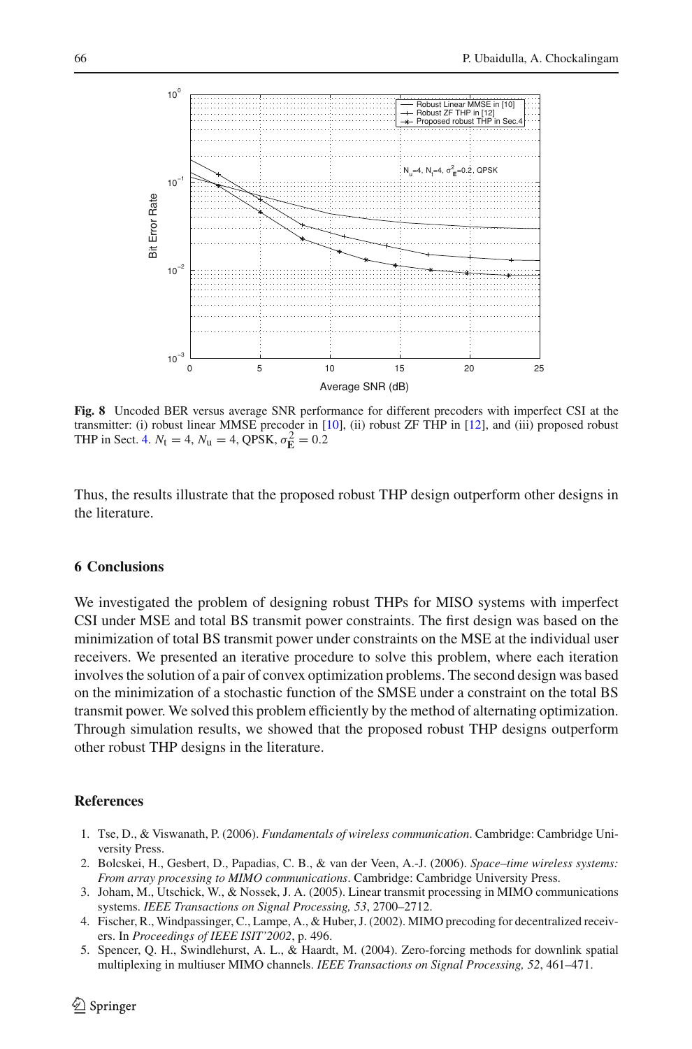**Fig. 8** Uncoded BER versus average SNR performance for different precoders with imperfect CSI at the transmitter: (i) robust linear MMSE precoder in [10], (ii) robust ZF THP in [12], and (iii) proposed robust THP in Sect. 4. $N_t = 4$, $N_u = 4$, QPSK, $\sigma_{\mathbf{E}}^2 = 0.2$

Thus, the results illustrate that the proposed robust THP design outperform other designs in the literature.

## 6 Conclusions

We investigated the problem of designing robust THPs for MISO systems with imperfect CSI under MSE and total BS transmit power constraints. The first design was based on the minimization of total BS transmit power under constraints on the MSE at the individual user receivers. We presented an iterative procedure to solve this problem, where each iteration involves the solution of a pair of convex optimization problems. The second design was based on the minimization of a stochastic function of the SMSE under a constraint on the total BS transmit power. We solved this problem efficiently by the method of alternating optimization. Through simulation results, we showed that the proposed robust THP designs outperform other robust THP designs in the literature.

## References

1. Tse, D., & Viswanath, P. (2006). *Fundamentals of wireless communication*. Cambridge: Cambridge University Press.
2. Bolcskei, H., Gesbert, D., Papadias, C. B., & van der Veen, A.-J. (2006). *Space–time wireless systems: From array processing to MIMO communications*. Cambridge: Cambridge University Press.
3. Joham, M., Utschick, W., & Nossek, J. A. (2005). Linear transmit processing in MIMO communications systems. *IEEE Transactions on Signal Processing, 53*, 2700–2712.
4. Fischer, R., Windpassinger, C., Lampe, A., & Huber, J. (2002). MIMO precoding for decentralized receivers. In *Proceedings of IEEE ISIT'2002*, p. 496.
5. Spencer, Q. H., Swindlehurst, A. L., & Haardt, M. (2004). Zero-forcing methods for downlink spatial multiplexing in multiuser MIMO channels. *IEEE Transactions on Signal Processing, 52*, 461–471.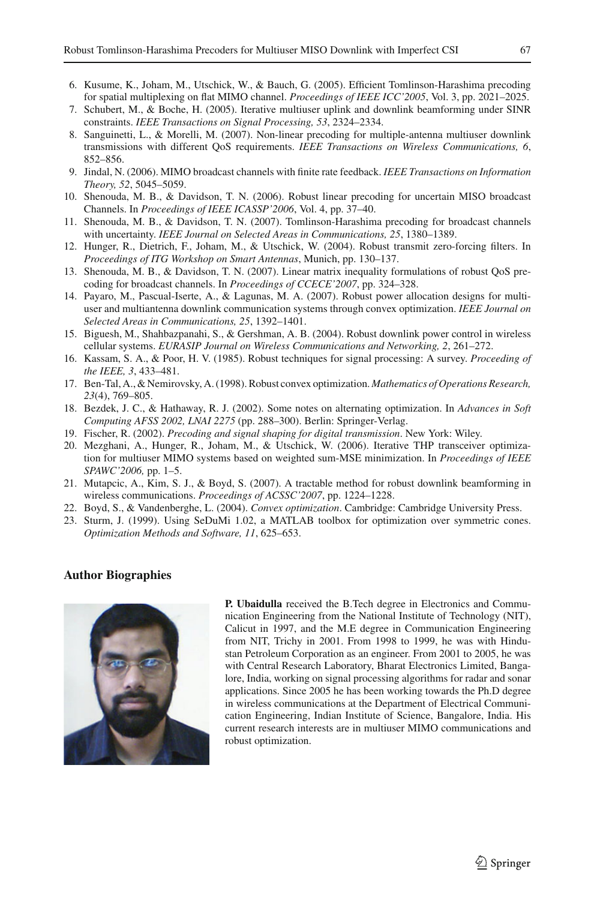6. Kusume, K., Joham, M., Utschick, W., & Bauch, G. (2005). Efficient Tomlinson-Harashima precoding for spatial multiplexing on flat MIMO channel. *Proceedings of IEEE ICC'2005*, Vol. 3, pp. 2021–2025.
7. Schubert, M., & Boche, H. (2005). Iterative multiuser uplink and downlink beamforming under SINR constraints. *IEEE Transactions on Signal Processing, 53*, 2324–2334.
8. Sanguinetti, L., & Morelli, M. (2007). Non-linear precoding for multiple-antenna multiuser downlink transmissions with different QoS requirements. *IEEE Transactions on Wireless Communications, 6*, 852–856.
9. Jindal, N. (2006). MIMO broadcast channels with finite rate feedback. *IEEE Transactions on Information Theory, 52*, 5045–5059.
10. Shenouda, M. B., & Davidson, T. N. (2006). Robust linear precoding for uncertain MISO broadcast Channels. In *Proceedings of IEEE ICASSP'2006*, Vol. 4, pp. 37–40.
11. Shenouda, M. B., & Davidson, T. N. (2007). Tomlinson-Harashima precoding for broadcast channels with uncertainty. *IEEE Journal on Selected Areas in Communications, 25*, 1380–1389.
12. Hunger, R., Dietrich, F., Joham, M., & Utschick, W. (2004). Robust transmit zero-forcing filters. In *Proceedings of ITG Workshop on Smart Antennas*, Munich, pp. 130–137.
13. Shenouda, M. B., & Davidson, T. N. (2007). Linear matrix inequality formulations of robust QoS precoding for broadcast channels. In *Proceedings of CCECE'2007*, pp. 324–328.
14. Payaro, M., Pascual-Iserte, A., & Lagunas, M. A. (2007). Robust power allocation designs for multiuser and multiantenna downlink communication systems through convex optimization. *IEEE Journal on Selected Areas in Communications, 25*, 1392–1401.
15. Biguesh, M., Shahbazpanahi, S., & Gershman, A. B. (2004). Robust downlink power control in wireless cellular systems. *EURASIP Journal on Wireless Communications and Networking, 2*, 261–272.
16. Kassam, S. A., & Poor, H. V. (1985). Robust techniques for signal processing: A survey. *Proceeding of the IEEE, 3*, 433–481.
17. Ben-Tal, A., & Nemirovsky, A. (1998). Robust convex optimization. *Mathematics of Operations Research, 23*(4), 769–805.
18. Bezdek, J. C., & Hathaway, R. J. (2002). Some notes on alternating optimization. In *Advances in Soft Computing AFSS 2002, LNAI 2275* (pp. 288–300). Berlin: Springer-Verlag.
19. Fischer, R. (2002). *Precoding and signal shaping for digital transmission*. New York: Wiley.
20. Mezghani, A., Hunger, R., Joham, M., & Utschick, W. (2006). Iterative THP transceiver optimization for multiuser MIMO systems based on weighted sum-MSE minimization. In *Proceedings of IEEE SPAWC'2006,* pp. 1–5.
21. Mutapcic, A., Kim, S. J., & Boyd, S. (2007). A tractable method for robust downlink beamforming in wireless communications. *Proceedings of ACSSC'2007*, pp. 1224–1228.
22. Boyd, S., & Vandenberghe, L. (2004). *Convex optimization*. Cambridge: Cambridge University Press.
23. Sturm, J. (1999). Using SeDuMi 1.02, a MATLAB toolbox for optimization over symmetric cones. *Optimization Methods and Software, 11*, 625–653.

## Author Biographies

**P. Ubaidulla** received the B.Tech degree in Electronics and Communication Engineering from the National Institute of Technology (NIT), Calicut in 1997, and the M.E degree in Communication Engineering from NIT, Trichy in 2001. From 1998 to 1999, he was with Hindustan Petroleum Corporation as an engineer. From 2001 to 2005, he was with Central Research Laboratory, Bharat Electronics Limited, Bangalore, India, working on signal processing algorithms for radar and sonar applications. Since 2005 he has been working towards the Ph.D degree in wireless communications at the Department of Electrical Communication Engineering, Indian Institute of Science, Bangalore, India. His current research interests are in multiuser MIMO communications and robust optimization.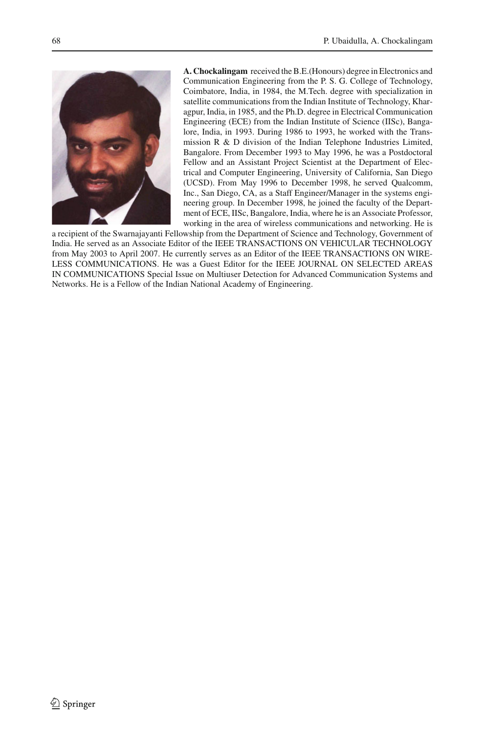**A. Chockalingam** received the B.E.(Honours) degree in Electronics and Communication Engineering from the P. S. G. College of Technology, Coimbatore, India, in 1984, the M.Tech. degree with specialization in satellite communications from the Indian Institute of Technology, Kharagpur, India, in 1985, and the Ph.D. degree in Electrical Communication Engineering (ECE) from the Indian Institute of Science (IISc), Bangalore, India, in 1993. During 1986 to 1993, he worked with the Transmission R & D division of the Indian Telephone Industries Limited, Bangalore. From December 1993 to May 1996, he was a Postdoctoral Fellow and an Assistant Project Scientist at the Department of Electrical and Computer Engineering, University of California, San Diego (UCSD). From May 1996 to December 1998, he served Qualcomm, Inc., San Diego, CA, as a Staff Engineer/Manager in the systems engineering group. In December 1998, he joined the faculty of the Department of ECE, IISc, Bangalore, India, where he is an Associate Professor, working in the area of wireless communications and networking. He is a recipient of the Swarnajayanti Fellowship from the Department of Science and Technology, Government of India. He served as an Associate Editor of the IEEE TRANSACTIONS ON VEHICULAR TECHNOLOGY from May 2003 to April 2007. He currently serves as an Editor of the IEEE TRANSACTIONS ON WIRELESS COMMUNICATIONS. He was a Guest Editor for the IEEE JOURNAL ON SELECTED AREAS IN COMMUNICATIONS Special Issue on Multiuser Detection for Advanced Communication Systems and Networks. He is a Fellow of the Indian National Academy of Engineering.